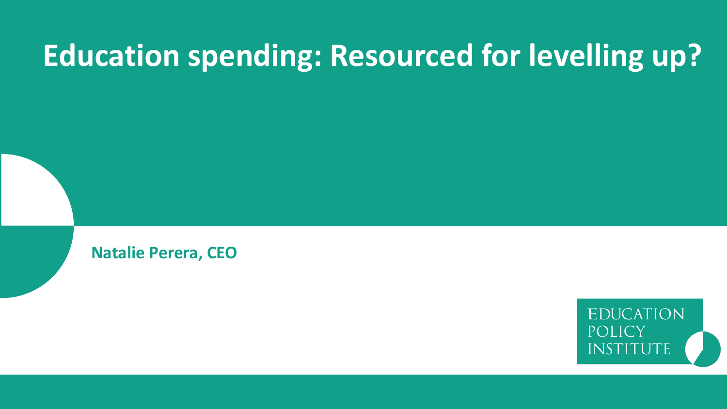# Education spending: Resourced for levelling up?

**Natalie Perera, CEO**

EDUCATION POLICY INSTITUTE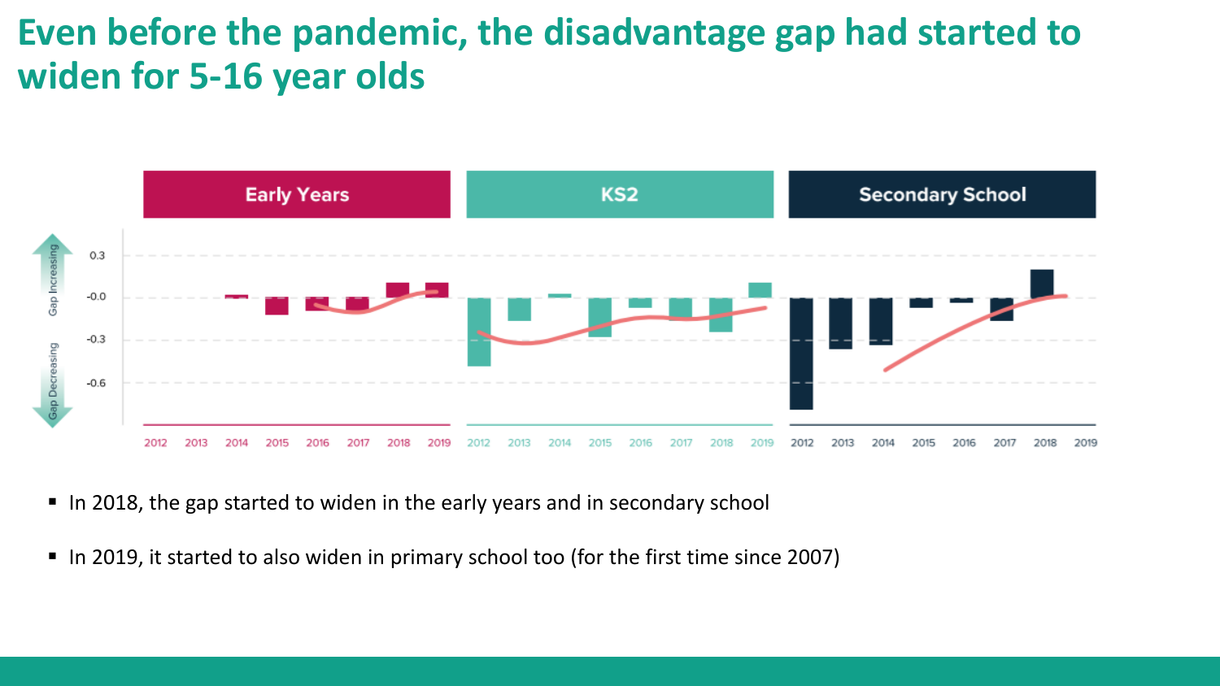# Even before the pandemic, the disadvantage gap had started to widen for 5-16 year olds

- In 2018, the gap started to widen in the early years and in secondary school
- In 2019, it started to also widen in primary school too (for the first time since 2007)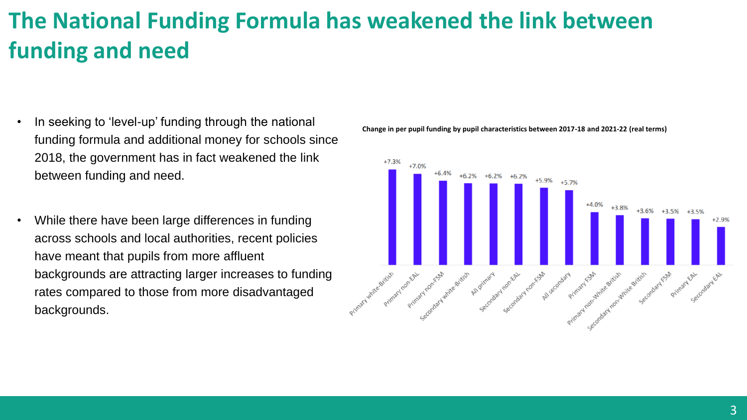# The National Funding Formula has weakened the link between funding and need

- In seeking to 'level-up' funding through the national funding formula and additional money for schools since 2018, the government has in fact weakened the link between funding and need.
- While there have been large differences in funding across schools and local authorities, recent policies have meant that pupils from more affluent backgrounds are attracting larger increases to funding rates compared to those from more disadvantaged backgrounds.

**Change in per pupil funding by pupil characteristics between 2017-18 and 2021-22 (real terms)**

| Pupil characteristic | Change |
| --- | --- |
| Primary white-British | +7.3% |
| Primary non-EAL | +7.0% |
| Primary non-FSM | +6.4% |
| Secondary white-British | +6.2% |
| All primary | +6.2% |
| Secondary non-EAL | +6.2% |
| Secondary non-FSM | +5.9% |
| All secondary | +5.7% |
| Primary FSM | +4.0% |
| Primary non-White British | +3.8% |
| Secondary non-White British | +3.6% |
| Secondary FSM | +3.5% |
| Primary EAL | +3.5% |
| Secondary EAL | +2.9% |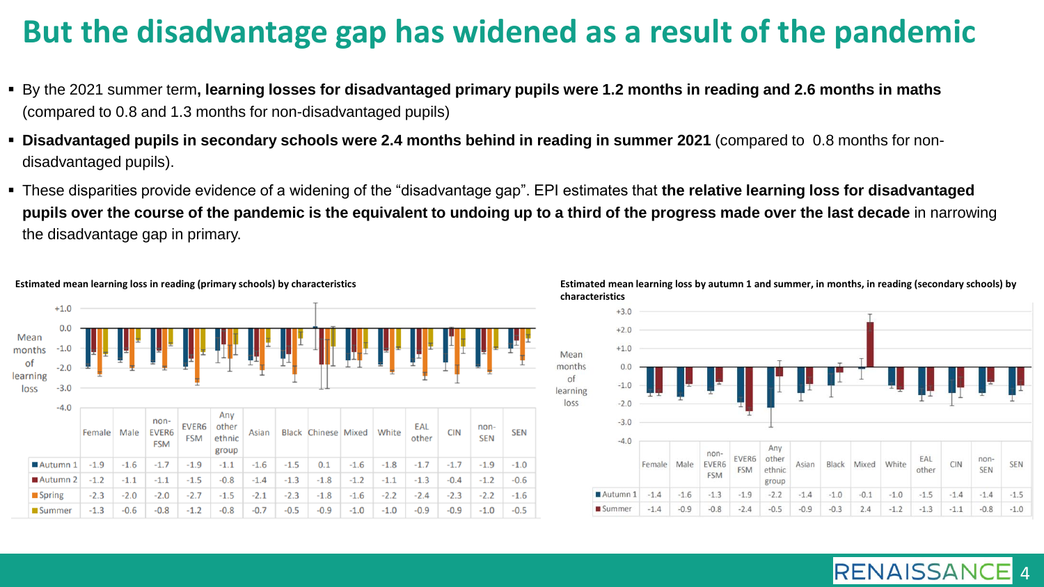# But the disadvantage gap has widened as a result of the pandemic

- By the 2021 summer term**, learning losses for disadvantaged primary pupils were 1.2 months in reading and 2.6 months in maths** (compared to 0.8 and 1.3 months for non-disadvantaged pupils)
- **Disadvantaged pupils in secondary schools were 2.4 months behind in reading in summer 2021** (compared to 0.8 months for non-disadvantaged pupils).
- These disparities provide evidence of a widening of the "disadvantage gap". EPI estimates that **the relative learning loss for disadvantaged pupils over the course of the pandemic is the equivalent to undoing up to a third of the progress made over the last decade** in narrowing the disadvantage gap in primary.

**Estimated mean learning loss in reading (primary schools) by characteristics**

| | Female | Male | non-EVER6 FSM | EVER6 FSM | Any other ethnic group | Asian | Black | Chinese | Mixed | White | EAL other | CIN | non-SEN | SEN |
|---|---|---|---|---|---|---|---|---|---|---|---|---|---|---|
| Autumn 1 | -1.9 | -1.6 | -1.7 | -1.9 | -1.1 | -1.6 | -1.5 | 0.1 | -1.6 | -1.8 | -1.7 | -1.7 | -1.9 | -1.0 |
| Autumn 2 | -1.2 | -1.1 | -1.1 | -1.5 | -0.8 | -1.4 | -1.3 | -1.8 | -1.2 | -1.1 | -1.3 | -0.4 | -1.2 | -0.6 |
| Spring | -2.3 | -2.0 | -2.0 | -2.7 | -1.5 | -2.1 | -2.3 | -1.8 | -1.6 | -2.2 | -2.4 | -2.3 | -2.2 | -1.6 |
| Summer | -1.3 | -0.6 | -0.8 | -1.2 | -0.8 | -0.7 | -0.5 | -0.9 | -1.0 | -1.0 | -0.9 | -0.9 | -1.0 | -0.5 |

**Estimated mean learning loss by autumn 1 and summer, in months, in reading (secondary schools) by characteristics**

| | Female | Male | non-EVER6 FSM | EVER6 FSM | Any other ethnic group | Asian | Black | Mixed | White | EAL other | CIN | non-SEN | SEN |
|---|---|---|---|---|---|---|---|---|---|---|---|---|---|
| Autumn 1 | -1.4 | -1.6 | -1.3 | -1.9 | -2.2 | -1.4 | -1.0 | -0.1 | -1.0 | -1.5 | -1.4 | -1.4 | -1.5 |
| Summer | -1.4 | -0.9 | -0.8 | -2.4 | -0.5 | -0.9 | -0.3 | 2.4 | -1.2 | -1.3 | -1.1 | -0.8 | -1.0 |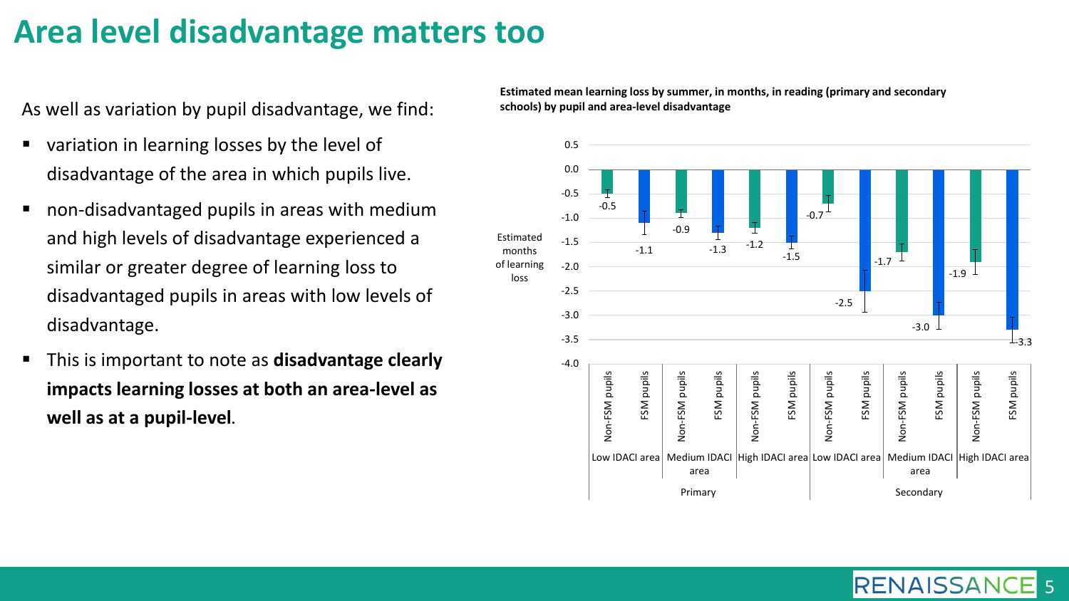# Area level disadvantage matters too

As well as variation by pupil disadvantage, we find:

- variation in learning losses by the level of disadvantage of the area in which pupils live.
- non-disadvantaged pupils in areas with medium and high levels of disadvantage experienced a similar or greater degree of learning loss to disadvantaged pupils in areas with low levels of disadvantage.
- This is important to note as **disadvantage clearly impacts learning losses at both an area-level as well as at a pupil-level**.

**Estimated mean learning loss by summer, in months, in reading (primary and secondary schools) by pupil and area-level disadvantage**

| Phase | Area | Pupils | Estimated months of learning loss |
| --- | --- | --- | --- |
| Primary | Low IDACI area | Non-FSM pupils | -0.5 |
| Primary | Low IDACI area | FSM pupils | -1.1 |
| Primary | Medium IDACI area | Non-FSM pupils | -0.9 |
| Primary | Medium IDACI area | FSM pupils | -1.3 |
| Primary | High IDACI area | Non-FSM pupils | -1.2 |
| Primary | High IDACI area | FSM pupils | -1.5 |
| Secondary | Low IDACI area | Non-FSM pupils | -0.7 |
| Secondary | Low IDACI area | FSM pupils | -2.5 |
| Secondary | Medium IDACI area | Non-FSM pupils | -1.7 |
| Secondary | Medium IDACI area | FSM pupils | -3.0 |
| Secondary | High IDACI area | Non-FSM pupils | -1.9 |
| Secondary | High IDACI area | FSM pupils | -3.3 |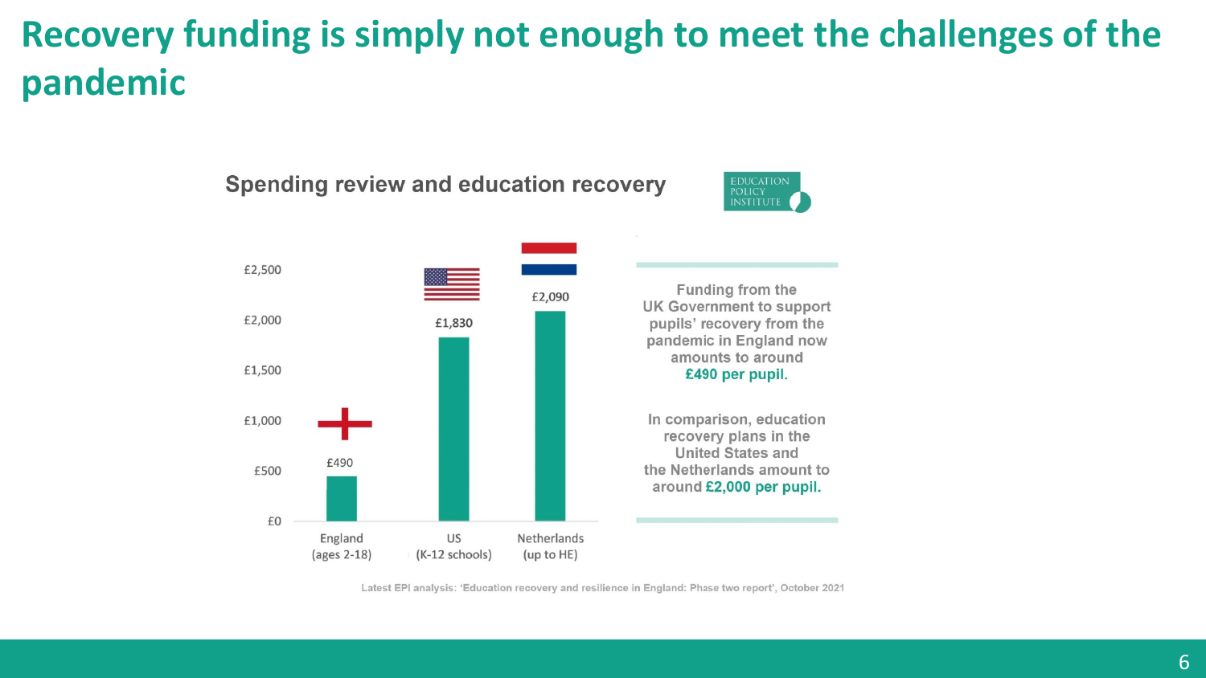# Recovery funding is simply not enough to meet the challenges of the pandemic

## Spending review and education recovery

EDUCATION POLICY INSTITUTE

£2,500
£2,000
£1,500
£1,000
£500
£0

£490
£1,830
£2,090

England (ages 2-18)
US (K-12 schools)
Netherlands (up to HE)

Funding from the UK Government to support pupils' recovery from the pandemic in England now amounts to around **£490 per pupil.**

In comparison, education recovery plans in the United States and the Netherlands amount to around **£2,000 per pupil.**

Latest EPI analysis: 'Education recovery and resilience in England: Phase two report', October 2021